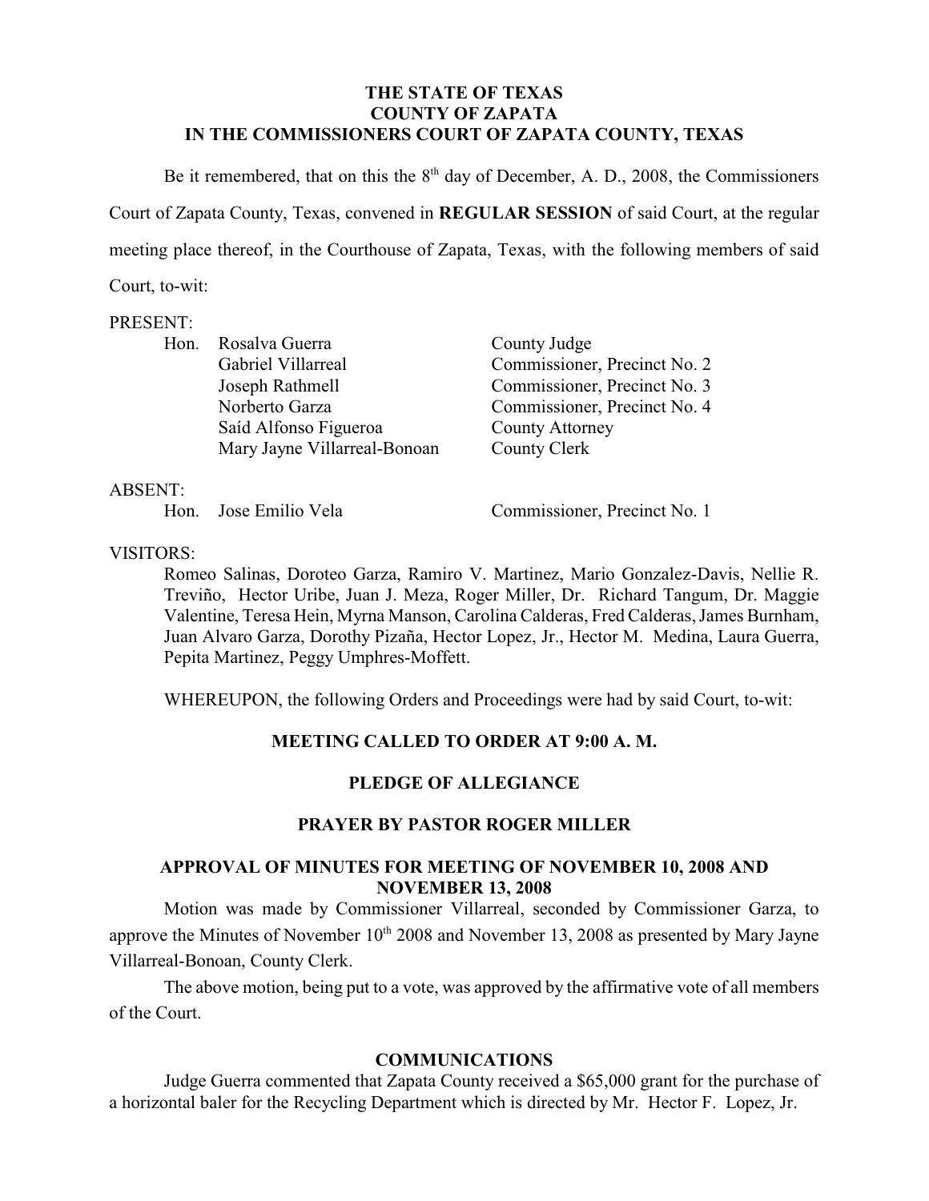**THE STATE OF TEXAS**
**COUNTY OF ZAPATA**
**IN THE COMMISSIONERS COURT OF ZAPATA COUNTY, TEXAS**

Be it remembered, that on this the 8th day of December, A. D., 2008, the Commissioners Court of Zapata County, Texas, convened in **REGULAR SESSION** of said Court, at the regular meeting place thereof, in the Courthouse of Zapata, Texas, with the following members of said Court, to-wit:

PRESENT:

| | | |
|---|---|---|
| Hon. | Rosalva Guerra | County Judge |
| | Gabriel Villarreal | Commissioner, Precinct No. 2 |
| | Joseph Rathmell | Commissioner, Precinct No. 3 |
| | Norberto Garza | Commissioner, Precinct No. 4 |
| | Saíd Alfonso Figueroa | County Attorney |
| | Mary Jayne Villarreal-Bonoan | County Clerk |

ABSENT:

| | | |
|---|---|---|
| Hon. | Jose Emilio Vela | Commissioner, Precinct No. 1 |

VISITORS:

Romeo Salinas, Doroteo Garza, Ramiro V. Martinez, Mario Gonzalez-Davis, Nellie R. Treviño, Hector Uribe, Juan J. Meza, Roger Miller, Dr. Richard Tangum, Dr. Maggie Valentine, Teresa Hein, Myrna Manson, Carolina Calderas, Fred Calderas, James Burnham, Juan Alvaro Garza, Dorothy Pizaña, Hector Lopez, Jr., Hector M. Medina, Laura Guerra, Pepita Martinez, Peggy Umphres-Moffett.

WHEREUPON, the following Orders and Proceedings were had by said Court, to-wit:

## MEETING CALLED TO ORDER AT 9:00 A. M.

## PLEDGE OF ALLEGIANCE

## PRAYER BY PASTOR ROGER MILLER

## APPROVAL OF MINUTES FOR MEETING OF NOVEMBER 10, 2008 AND NOVEMBER 13, 2008

Motion was made by Commissioner Villarreal, seconded by Commissioner Garza, to approve the Minutes of November 10th 2008 and November 13, 2008 as presented by Mary Jayne Villarreal-Bonoan, County Clerk.

The above motion, being put to a vote, was approved by the affirmative vote of all members of the Court.

## COMMUNICATIONS

Judge Guerra commented that Zapata County received a $65,000 grant for the purchase of a horizontal baler for the Recycling Department which is directed by Mr. Hector F. Lopez, Jr.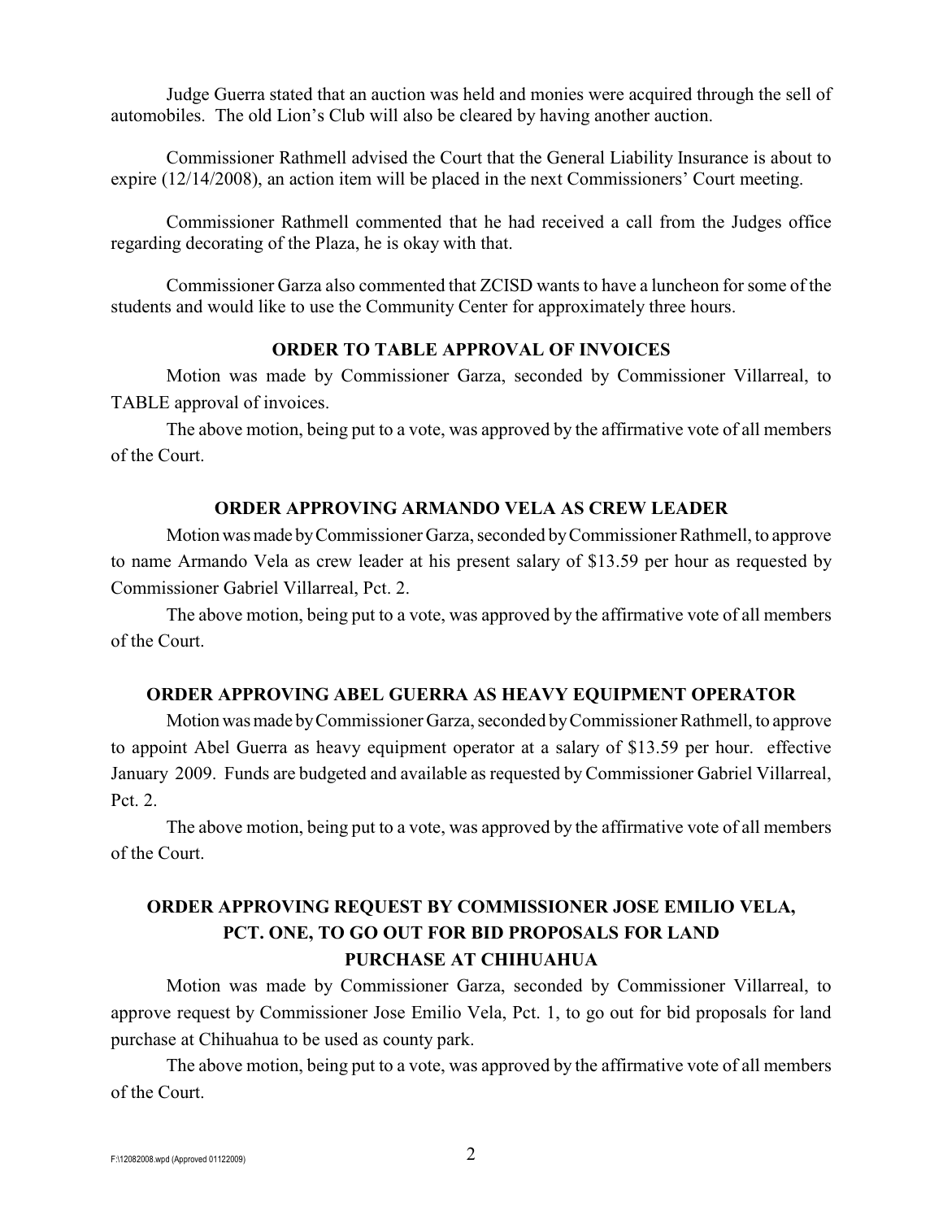Judge Guerra stated that an auction was held and monies were acquired through the sell of automobiles. The old Lion's Club will also be cleared by having another auction.

Commissioner Rathmell advised the Court that the General Liability Insurance is about to expire (12/14/2008), an action item will be placed in the next Commissioners' Court meeting.

Commissioner Rathmell commented that he had received a call from the Judges office regarding decorating of the Plaza, he is okay with that.

Commissioner Garza also commented that ZCISD wants to have a luncheon for some of the students and would like to use the Community Center for approximately three hours.

**ORDER TO TABLE APPROVAL OF INVOICES**

Motion was made by Commissioner Garza, seconded by Commissioner Villarreal, to TABLE approval of invoices.

The above motion, being put to a vote, was approved by the affirmative vote of all members of the Court.

**ORDER APPROVING ARMANDO VELA AS CREW LEADER**

Motion was made by Commissioner Garza, seconded by Commissioner Rathmell, to approve to name Armando Vela as crew leader at his present salary of $13.59 per hour as requested by Commissioner Gabriel Villarreal, Pct. 2.

The above motion, being put to a vote, was approved by the affirmative vote of all members of the Court.

**ORDER APPROVING ABEL GUERRA AS HEAVY EQUIPMENT OPERATOR**

Motion was made by Commissioner Garza, seconded by Commissioner Rathmell, to approve to appoint Abel Guerra as heavy equipment operator at a salary of $13.59 per hour. effective January 2009. Funds are budgeted and available as requested by Commissioner Gabriel Villarreal, Pct. 2.

The above motion, being put to a vote, was approved by the affirmative vote of all members of the Court.

**ORDER APPROVING REQUEST BY COMMISSIONER JOSE EMILIO VELA, PCT. ONE, TO GO OUT FOR BID PROPOSALS FOR LAND PURCHASE AT CHIHUAHUA**

Motion was made by Commissioner Garza, seconded by Commissioner Villarreal, to approve request by Commissioner Jose Emilio Vela, Pct. 1, to go out for bid proposals for land purchase at Chihuahua to be used as county park.

The above motion, being put to a vote, was approved by the affirmative vote of all members of the Court.

F:\12082008.wpd (Approved 01122009)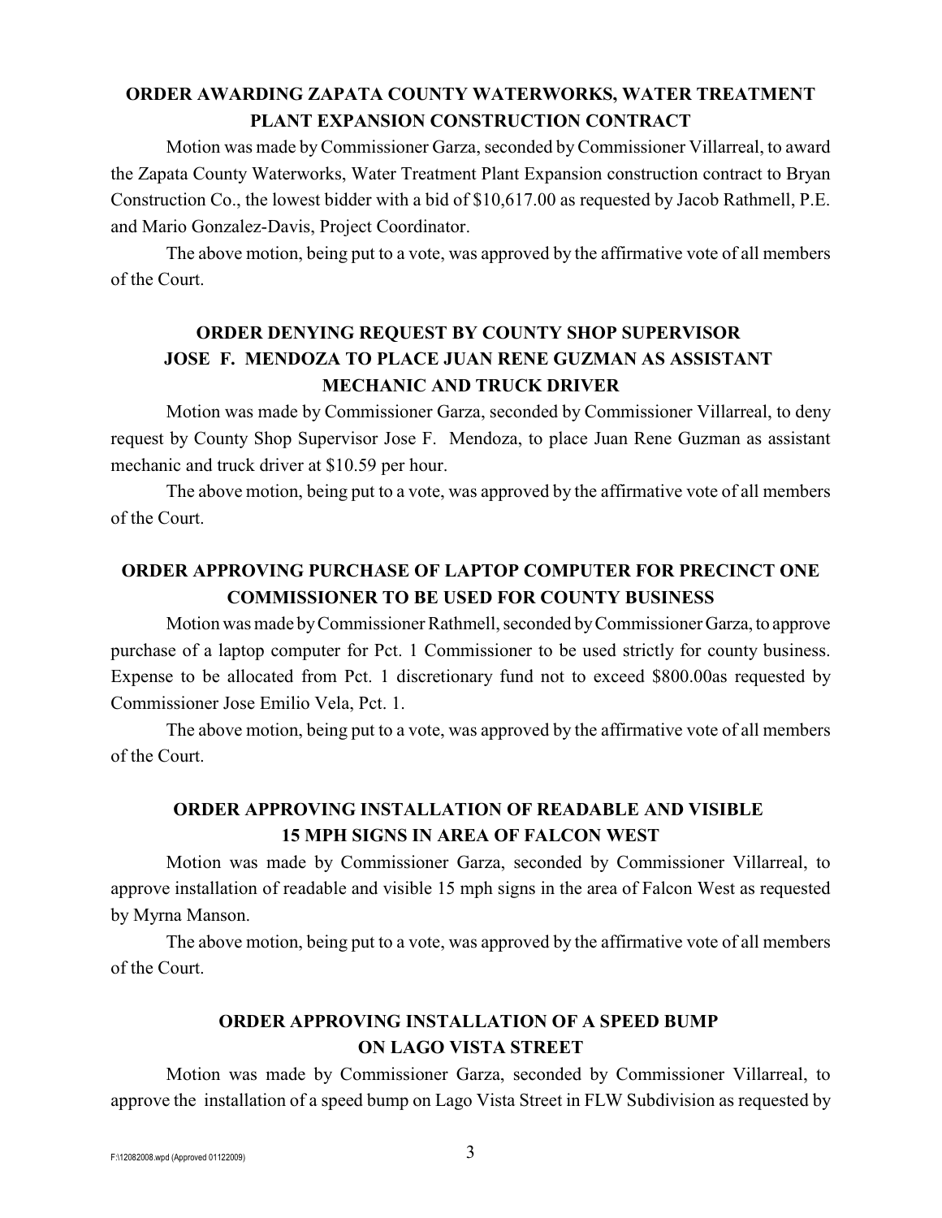**ORDER AWARDING ZAPATA COUNTY WATERWORKS, WATER TREATMENT PLANT EXPANSION CONSTRUCTION CONTRACT**

Motion was made by Commissioner Garza, seconded by Commissioner Villarreal, to award the Zapata County Waterworks, Water Treatment Plant Expansion construction contract to Bryan Construction Co., the lowest bidder with a bid of $10,617.00 as requested by Jacob Rathmell, P.E. and Mario Gonzalez-Davis, Project Coordinator.

The above motion, being put to a vote, was approved by the affirmative vote of all members of the Court.

**ORDER DENYING REQUEST BY COUNTY SHOP SUPERVISOR JOSE F. MENDOZA TO PLACE JUAN RENE GUZMAN AS ASSISTANT MECHANIC AND TRUCK DRIVER**

Motion was made by Commissioner Garza, seconded by Commissioner Villarreal, to deny request by County Shop Supervisor Jose F. Mendoza, to place Juan Rene Guzman as assistant mechanic and truck driver at $10.59 per hour.

The above motion, being put to a vote, was approved by the affirmative vote of all members of the Court.

**ORDER APPROVING PURCHASE OF LAPTOP COMPUTER FOR PRECINCT ONE COMMISSIONER TO BE USED FOR COUNTY BUSINESS**

Motion was made by Commissioner Rathmell, seconded by Commissioner Garza, to approve purchase of a laptop computer for Pct. 1 Commissioner to be used strictly for county business. Expense to be allocated from Pct. 1 discretionary fund not to exceed $800.00as requested by Commissioner Jose Emilio Vela, Pct. 1.

The above motion, being put to a vote, was approved by the affirmative vote of all members of the Court.

**ORDER APPROVING INSTALLATION OF READABLE AND VISIBLE 15 MPH SIGNS IN AREA OF FALCON WEST**

Motion was made by Commissioner Garza, seconded by Commissioner Villarreal, to approve installation of readable and visible 15 mph signs in the area of Falcon West as requested by Myrna Manson.

The above motion, being put to a vote, was approved by the affirmative vote of all members of the Court.

**ORDER APPROVING INSTALLATION OF A SPEED BUMP ON LAGO VISTA STREET**

Motion was made by Commissioner Garza, seconded by Commissioner Villarreal, to approve the installation of a speed bump on Lago Vista Street in FLW Subdivision as requested by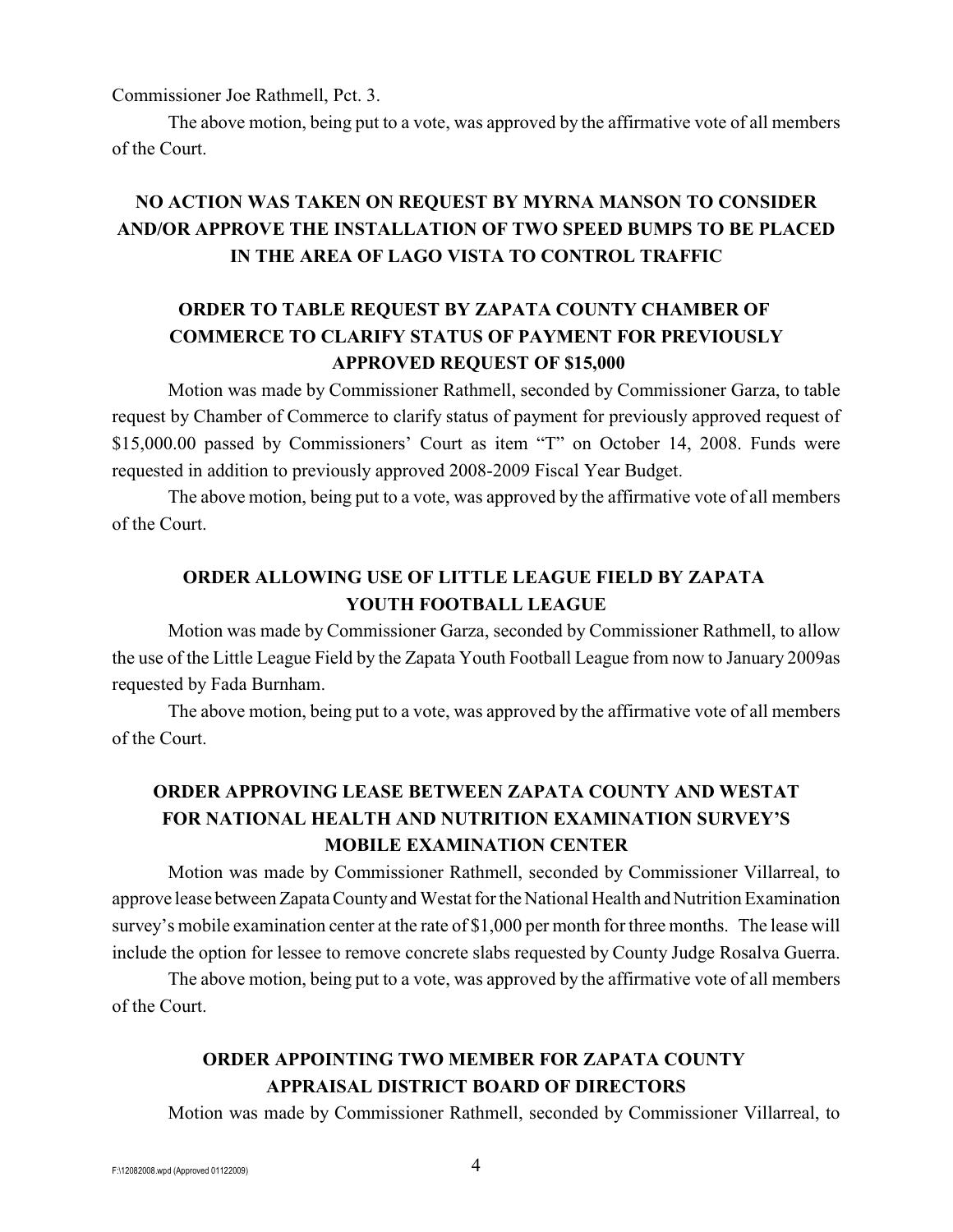Commissioner Joe Rathmell, Pct. 3.

The above motion, being put to a vote, was approved by the affirmative vote of all members of the Court.

## NO ACTION WAS TAKEN ON REQUEST BY MYRNA MANSON TO CONSIDER AND/OR APPROVE THE INSTALLATION OF TWO SPEED BUMPS TO BE PLACED IN THE AREA OF LAGO VISTA TO CONTROL TRAFFIC

## ORDER TO TABLE REQUEST BY ZAPATA COUNTY CHAMBER OF COMMERCE TO CLARIFY STATUS OF PAYMENT FOR PREVIOUSLY APPROVED REQUEST OF $15,000

Motion was made by Commissioner Rathmell, seconded by Commissioner Garza, to table request by Chamber of Commerce to clarify status of payment for previously approved request of $15,000.00 passed by Commissioners' Court as item "T" on October 14, 2008. Funds were requested in addition to previously approved 2008-2009 Fiscal Year Budget.

The above motion, being put to a vote, was approved by the affirmative vote of all members of the Court.

## ORDER ALLOWING USE OF LITTLE LEAGUE FIELD BY ZAPATA YOUTH FOOTBALL LEAGUE

Motion was made by Commissioner Garza, seconded by Commissioner Rathmell, to allow the use of the Little League Field by the Zapata Youth Football League from now to January 2009as requested by Fada Burnham.

The above motion, being put to a vote, was approved by the affirmative vote of all members of the Court.

## ORDER APPROVING LEASE BETWEEN ZAPATA COUNTY AND WESTAT FOR NATIONAL HEALTH AND NUTRITION EXAMINATION SURVEY'S MOBILE EXAMINATION CENTER

Motion was made by Commissioner Rathmell, seconded by Commissioner Villarreal, to approve lease between Zapata County and Westat for the National Health and Nutrition Examination survey's mobile examination center at the rate of $1,000 per month for three months. The lease will include the option for lessee to remove concrete slabs requested by County Judge Rosalva Guerra.

The above motion, being put to a vote, was approved by the affirmative vote of all members of the Court.

## ORDER APPOINTING TWO MEMBER FOR ZAPATA COUNTY APPRAISAL DISTRICT BOARD OF DIRECTORS

Motion was made by Commissioner Rathmell, seconded by Commissioner Villarreal, to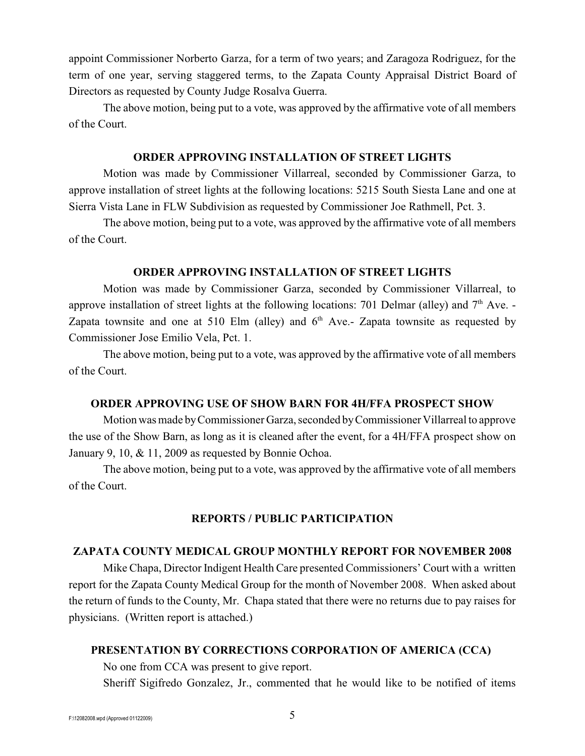appoint Commissioner Norberto Garza, for a term of two years; and Zaragoza Rodriguez, for the term of one year, serving staggered terms, to the Zapata County Appraisal District Board of Directors as requested by County Judge Rosalva Guerra.

The above motion, being put to a vote, was approved by the affirmative vote of all members of the Court.

**ORDER APPROVING INSTALLATION OF STREET LIGHTS**

Motion was made by Commissioner Villarreal, seconded by Commissioner Garza, to approve installation of street lights at the following locations: 5215 South Siesta Lane and one at Sierra Vista Lane in FLW Subdivision as requested by Commissioner Joe Rathmell, Pct. 3.

The above motion, being put to a vote, was approved by the affirmative vote of all members of the Court.

**ORDER APPROVING INSTALLATION OF STREET LIGHTS**

Motion was made by Commissioner Garza, seconded by Commissioner Villarreal, to approve installation of street lights at the following locations: 701 Delmar (alley) and 7th Ave. - Zapata townsite and one at 510 Elm (alley) and 6th Ave.- Zapata townsite as requested by Commissioner Jose Emilio Vela, Pct. 1.

The above motion, being put to a vote, was approved by the affirmative vote of all members of the Court.

**ORDER APPROVING USE OF SHOW BARN FOR 4H/FFA PROSPECT SHOW**

Motion was made by Commissioner Garza, seconded by Commissioner Villarreal to approve the use of the Show Barn, as long as it is cleaned after the event, for a 4H/FFA prospect show on January 9, 10, & 11, 2009 as requested by Bonnie Ochoa.

The above motion, being put to a vote, was approved by the affirmative vote of all members of the Court.

**REPORTS / PUBLIC PARTICIPATION**

**ZAPATA COUNTY MEDICAL GROUP MONTHLY REPORT FOR NOVEMBER 2008**

Mike Chapa, Director Indigent Health Care presented Commissioners' Court with a written report for the Zapata County Medical Group for the month of November 2008. When asked about the return of funds to the County, Mr. Chapa stated that there were no returns due to pay raises for physicians. (Written report is attached.)

**PRESENTATION BY CORRECTIONS CORPORATION OF AMERICA (CCA)**

No one from CCA was present to give report.

Sheriff Sigifredo Gonzalez, Jr., commented that he would like to be notified of items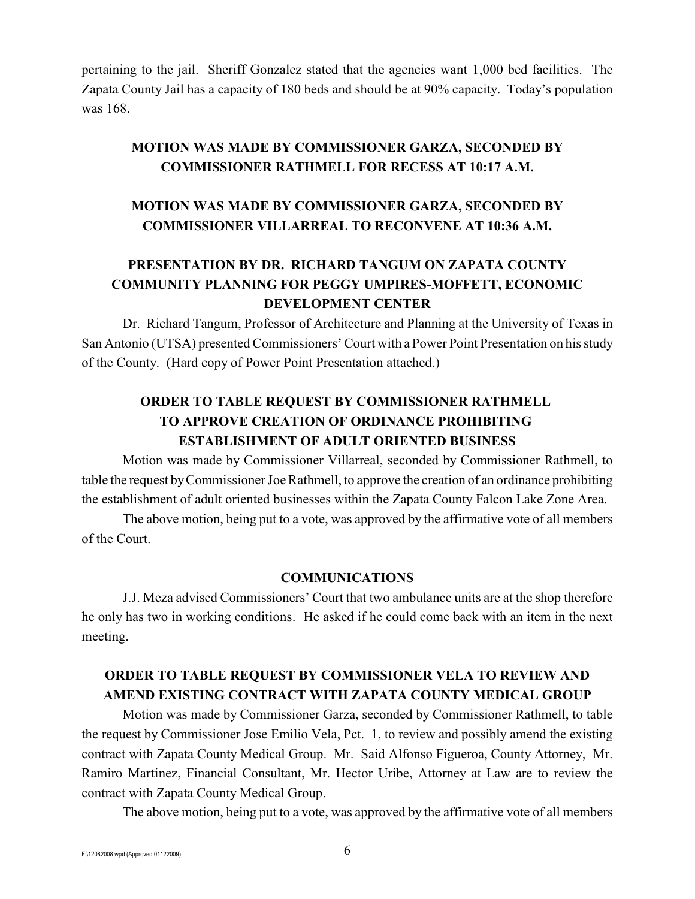pertaining to the jail. Sheriff Gonzalez stated that the agencies want 1,000 bed facilities. The Zapata County Jail has a capacity of 180 beds and should be at 90% capacity. Today's population was 168.

**MOTION WAS MADE BY COMMISSIONER GARZA, SECONDED BY COMMISSIONER RATHMELL FOR RECESS AT 10:17 A.M.**

**MOTION WAS MADE BY COMMISSIONER GARZA, SECONDED BY COMMISSIONER VILLARREAL TO RECONVENE AT 10:36 A.M.**

**PRESENTATION BY DR. RICHARD TANGUM ON ZAPATA COUNTY COMMUNITY PLANNING FOR PEGGY UMPIRES-MOFFETT, ECONOMIC DEVELOPMENT CENTER**

Dr. Richard Tangum, Professor of Architecture and Planning at the University of Texas in San Antonio (UTSA) presented Commissioners' Court with a Power Point Presentation on his study of the County. (Hard copy of Power Point Presentation attached.)

**ORDER TO TABLE REQUEST BY COMMISSIONER RATHMELL TO APPROVE CREATION OF ORDINANCE PROHIBITING ESTABLISHMENT OF ADULT ORIENTED BUSINESS**

Motion was made by Commissioner Villarreal, seconded by Commissioner Rathmell, to table the request by Commissioner Joe Rathmell, to approve the creation of an ordinance prohibiting the establishment of adult oriented businesses within the Zapata County Falcon Lake Zone Area.

The above motion, being put to a vote, was approved by the affirmative vote of all members of the Court.

**COMMUNICATIONS**

J.J. Meza advised Commissioners' Court that two ambulance units are at the shop therefore he only has two in working conditions. He asked if he could come back with an item in the next meeting.

**ORDER TO TABLE REQUEST BY COMMISSIONER VELA TO REVIEW AND AMEND EXISTING CONTRACT WITH ZAPATA COUNTY MEDICAL GROUP**

Motion was made by Commissioner Garza, seconded by Commissioner Rathmell, to table the request by Commissioner Jose Emilio Vela, Pct. 1, to review and possibly amend the existing contract with Zapata County Medical Group. Mr. Said Alfonso Figueroa, County Attorney, Mr. Ramiro Martinez, Financial Consultant, Mr. Hector Uribe, Attorney at Law are to review the contract with Zapata County Medical Group.

The above motion, being put to a vote, was approved by the affirmative vote of all members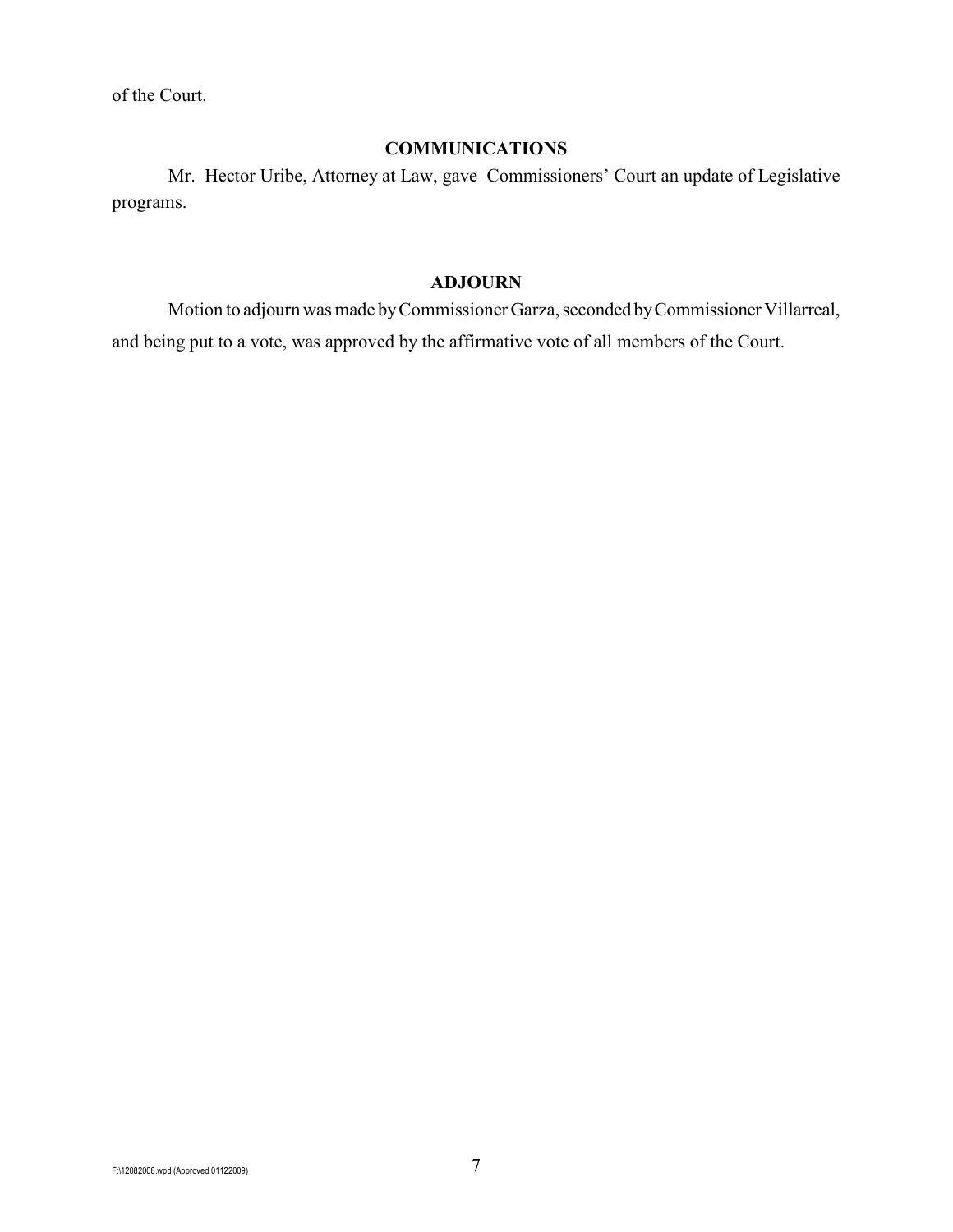of the Court.

## COMMUNICATIONS

Mr. Hector Uribe, Attorney at Law, gave Commissioners' Court an update of Legislative programs.

## ADJOURN

Motion to adjourn was made by Commissioner Garza, seconded by Commissioner Villarreal, and being put to a vote, was approved by the affirmative vote of all members of the Court.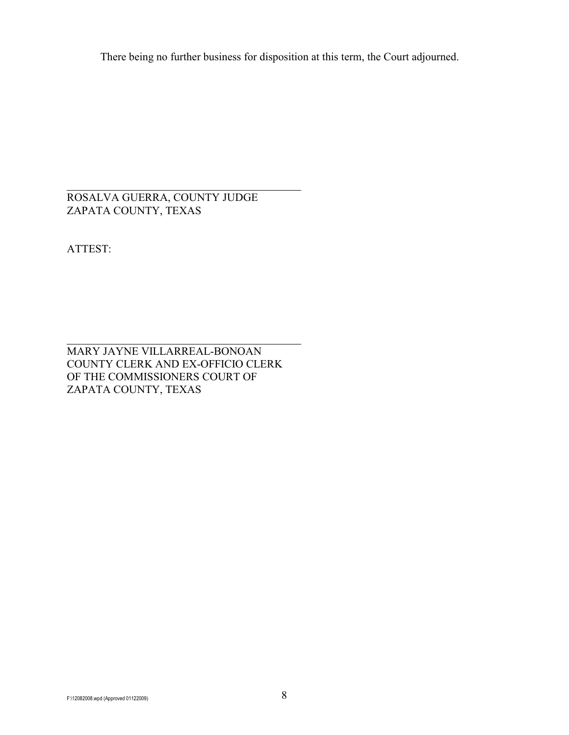There being no further business for disposition at this term, the Court adjourned.

\_\_\_\_\_\_\_\_\_\_\_\_\_\_\_\_\_\_\_\_\_\_\_\_\_\_\_\_\_\_\_\_\_\_\_\_\_\_

ROSALVA GUERRA, COUNTY JUDGE
ZAPATA COUNTY, TEXAS

ATTEST:

\_\_\_\_\_\_\_\_\_\_\_\_\_\_\_\_\_\_\_\_\_\_\_\_\_\_\_\_\_\_\_\_\_\_\_\_\_\_

MARY JAYNE VILLARREAL-BONOAN
COUNTY CLERK AND EX-OFFICIO CLERK
OF THE COMMISSIONERS COURT OF
ZAPATA COUNTY, TEXAS

F:\12082008.wpd (Approved 01122009)